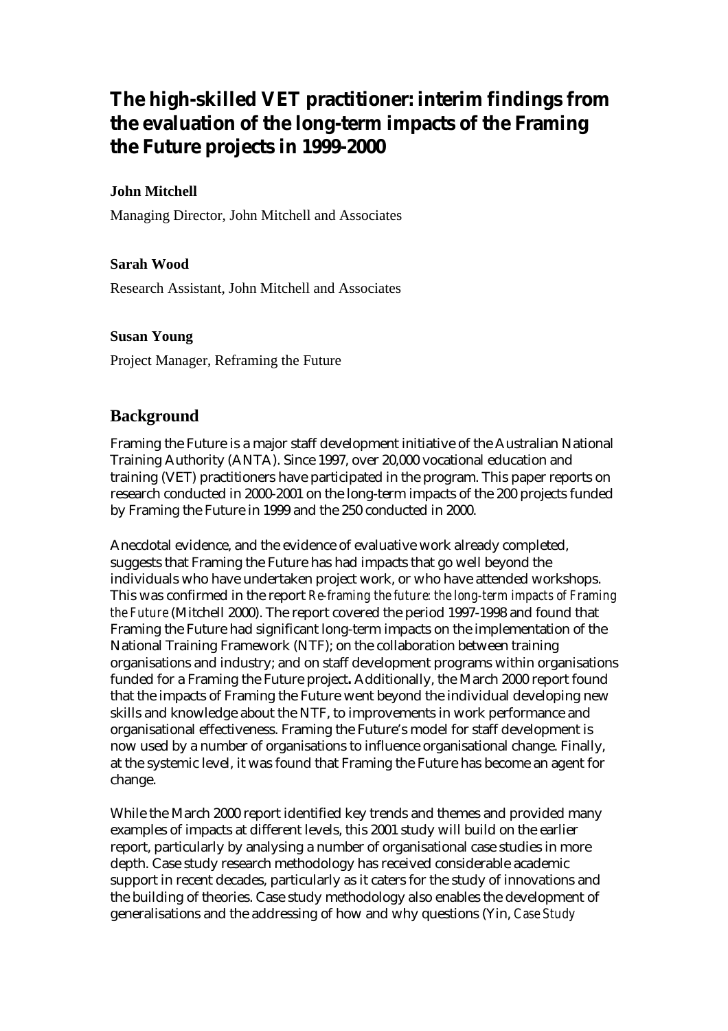# The high-skilled VET practitioner: interim findings from the evaluation of the long-term impacts of the Framing the Future projects in 1999-2000

**John Mitchell**

Managing Director, John Mitchell and Associates

**Sarah Wood**

Research Assistant, John Mitchell and Associates

**Susan Young**

Project Manager, Reframing the Future

## Background

Framing the Future is a major staff development initiative of the Australian National Training Authority (ANTA). Since 1997, over 20,000 vocational education and training (VET) practitioners have participated in the program. This paper reports on research conducted in 2000-2001 on the long-term impacts of the 200 projects funded by Framing the Future in 1999 and the 250 conducted in 2000.

Anecdotal evidence, and the evidence of evaluative work already completed, suggests that Framing the Future has had impacts that go well beyond the individuals who have undertaken project work, or who have attended workshops. This was confirmed in the report *Re-framing the future: the long-term impacts of Framing the Future* (Mitchell 2000). The report covered the period 1997-1998 and found that Framing the Future had significant long-term impacts on the implementation of the National Training Framework (NTF); on the collaboration between training organisations and industry; and on staff development programs within organisations funded for a Framing the Future project**.** Additionally, the March 2000 report found that the impacts of Framing the Future went beyond the individual developing new skills and knowledge about the NTF, to improvements in work performance and organisational effectiveness. Framing the Future's model for staff development is now used by a number of organisations to influence organisational change. Finally, at the systemic level, it was found that Framing the Future has become an agent for change.

While the March 2000 report identified key trends and themes and provided many examples of impacts at different levels, this 2001 study will build on the earlier report, particularly by analysing a number of organisational case studies in more depth. Case study research methodology has received considerable academic support in recent decades, particularly as it caters for the study of innovations and the building of theories. Case study methodology also enables the development of generalisations and the addressing of how and why questions (Yin, *Case Study*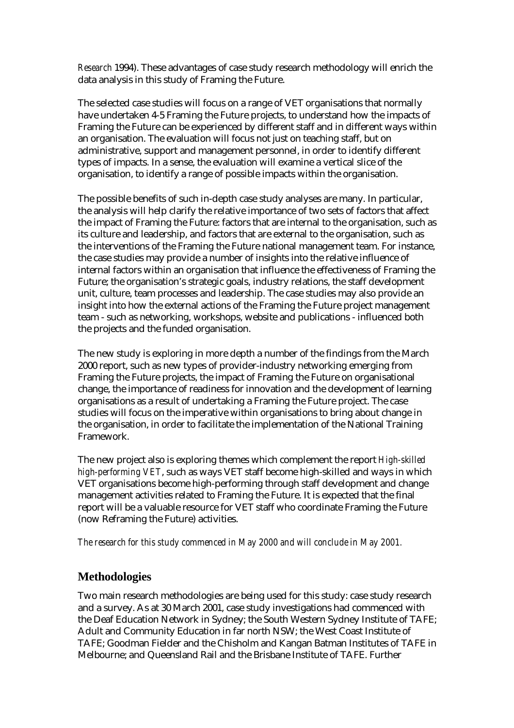*Research* 1994). These advantages of case study research methodology will enrich the data analysis in this study of Framing the Future.

The selected case studies will focus on a range of VET organisations that normally have undertaken 4-5 Framing the Future projects, to understand how the impacts of Framing the Future can be experienced by different staff and in different ways within an organisation. The evaluation will focus not just on teaching staff, but on administrative, support and management personnel, in order to identify different types of impacts. In a sense, the evaluation will examine a vertical slice of the organisation, to identify a range of possible impacts within the organisation.

The possible benefits of such in-depth case study analyses are many. In particular, the analysis will help clarify the relative importance of two sets of factors that affect the impact of Framing the Future: factors that are internal to the organisation, such as its culture and leadership, and factors that are external to the organisation, such as the interventions of the Framing the Future national management team. For instance, the case studies may provide a number of insights into the relative influence of internal factors within an organisation that influence the effectiveness of Framing the Future; the organisation's strategic goals, industry relations, the staff development unit, culture, team processes and leadership. The case studies may also provide an insight into how the external actions of the Framing the Future project management team - such as networking, workshops, website and publications - influenced both the projects and the funded organisation.

The new study is exploring in more depth a number of the findings from the March 2000 report, such as new types of provider-industry networking emerging from Framing the Future projects, the impact of Framing the Future on organisational change, the importance of readiness for innovation and the development of learning organisations as a result of undertaking a Framing the Future project. The case studies will focus on the imperative within organisations to bring about change in the organisation, in order to facilitate the implementation of the National Training Framework.

The new project also is exploring themes which complement the report *High-skilled high-performing VET*, such as ways VET staff become high-skilled and ways in which VET organisations become high-performing through staff development and change management activities related to Framing the Future. It is expected that the final report will be a valuable resource for VET staff who coordinate Framing the Future (now Reframing the Future) activities.

*The research for this study commenced in May 2000 and will conclude in May 2001.*

## Methodologies

Two main research methodologies are being used for this study: case study research and a survey. As at 30 March 2001, case study investigations had commenced with the Deaf Education Network in Sydney; the South Western Sydney Institute of TAFE; Adult and Community Education in far north NSW; the West Coast Institute of TAFE; Goodman Fielder and the Chisholm and Kangan Batman Institutes of TAFE in Melbourne; and Queensland Rail and the Brisbane Institute of TAFE. Further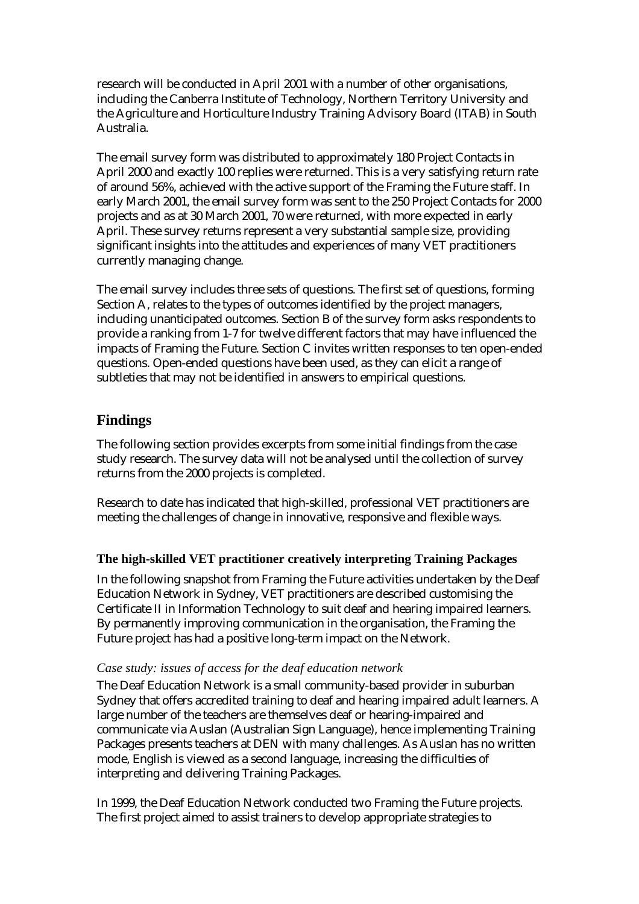research will be conducted in April 2001 with a number of other organisations, including the Canberra Institute of Technology, Northern Territory University and the Agriculture and Horticulture Industry Training Advisory Board (ITAB) in South Australia.

The email survey form was distributed to approximately 180 Project Contacts in April 2000 and exactly 100 replies were returned. This is a very satisfying return rate of around 56%, achieved with the active support of the Framing the Future staff. In early March 2001, the email survey form was sent to the 250 Project Contacts for 2000 projects and as at 30 March 2001, 70 were returned, with more expected in early April. These survey returns represent a very substantial sample size, providing significant insights into the attitudes and experiences of many VET practitioners currently managing change.

The email survey includes three sets of questions. The first set of questions, forming Section A, relates to the types of outcomes identified by the project managers, including unanticipated outcomes. Section B of the survey form asks respondents to provide a ranking from 1-7 for twelve different factors that may have influenced the impacts of Framing the Future. Section C invites written responses to ten open-ended questions. Open-ended questions have been used, as they can elicit a range of subtleties that may not be identified in answers to empirical questions.

## Findings

The following section provides excerpts from some initial findings from the case study research. The survey data will not be analysed until the collection of survey returns from the 2000 projects is completed.

Research to date has indicated that high-skilled, professional VET practitioners are meeting the challenges of change in innovative, responsive and flexible ways.

### The high-skilled VET practitioner creatively interpreting Training Packages

In the following snapshot from Framing the Future activities undertaken by the Deaf Education Network in Sydney, VET practitioners are described customising the Certificate II in Information Technology to suit deaf and hearing impaired learners. By permanently improving communication in the organisation, the Framing the Future project has had a positive long-term impact on the Network.

#### *Case study: issues of access for the deaf education network*

The Deaf Education Network is a small community-based provider in suburban Sydney that offers accredited training to deaf and hearing impaired adult learners. A large number of the teachers are themselves deaf or hearing-impaired and communicate via Auslan (Australian Sign Language), hence implementing Training Packages presents teachers at DEN with many challenges. As Auslan has no written mode, English is viewed as a second language, increasing the difficulties of interpreting and delivering Training Packages.

In 1999, the Deaf Education Network conducted two Framing the Future projects. The first project aimed to assist trainers to develop appropriate strategies to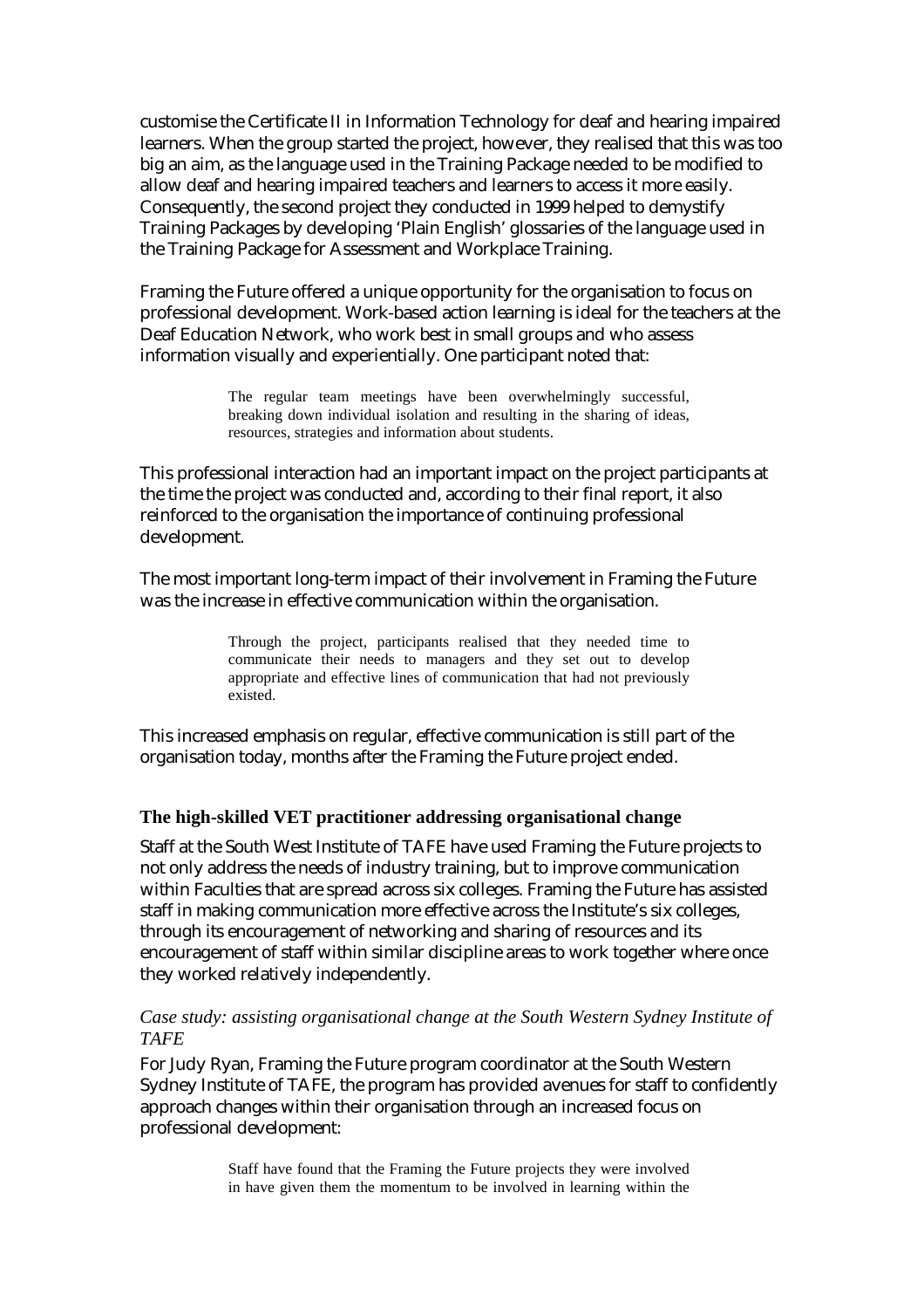customise the Certificate II in Information Technology for deaf and hearing impaired learners. When the group started the project, however, they realised that this was too big an aim, as the language used in the Training Package needed to be modified to allow deaf and hearing impaired teachers and learners to access it more easily. Consequently, the second project they conducted in 1999 helped to demystify Training Packages by developing 'Plain English' glossaries of the language used in the Training Package for Assessment and Workplace Training.

Framing the Future offered a unique opportunity for the organisation to focus on professional development. Work-based action learning is ideal for the teachers at the Deaf Education Network, who work best in small groups and who assess information visually and experientially. One participant noted that:

> The regular team meetings have been overwhelmingly successful, breaking down individual isolation and resulting in the sharing of ideas, resources, strategies and information about students.

This professional interaction had an important impact on the project participants at the time the project was conducted and, according to their final report, it also reinforced to the organisation the importance of continuing professional development.

The most important long-term impact of their involvement in Framing the Future was the increase in effective communication within the organisation.

> Through the project, participants realised that they needed time to communicate their needs to managers and they set out to develop appropriate and effective lines of communication that had not previously existed.

This increased emphasis on regular, effective communication is still part of the organisation today, months after the Framing the Future project ended.

### The high-skilled VET practitioner addressing organisational change

Staff at the South West Institute of TAFE have used Framing the Future projects to not only address the needs of industry training, but to improve communication within Faculties that are spread across six colleges. Framing the Future has assisted staff in making communication more effective across the Institute's six colleges, through its encouragement of networking and sharing of resources and its encouragement of staff within similar discipline areas to work together where once they worked relatively independently.

#### *Case study: assisting organisational change at the South Western Sydney Institute of TAFE*

For Judy Ryan, Framing the Future program coordinator at the South Western Sydney Institute of TAFE, the program has provided avenues for staff to confidently approach changes within their organisation through an increased focus on professional development:

> Staff have found that the Framing the Future projects they were involved in have given them the momentum to be involved in learning within the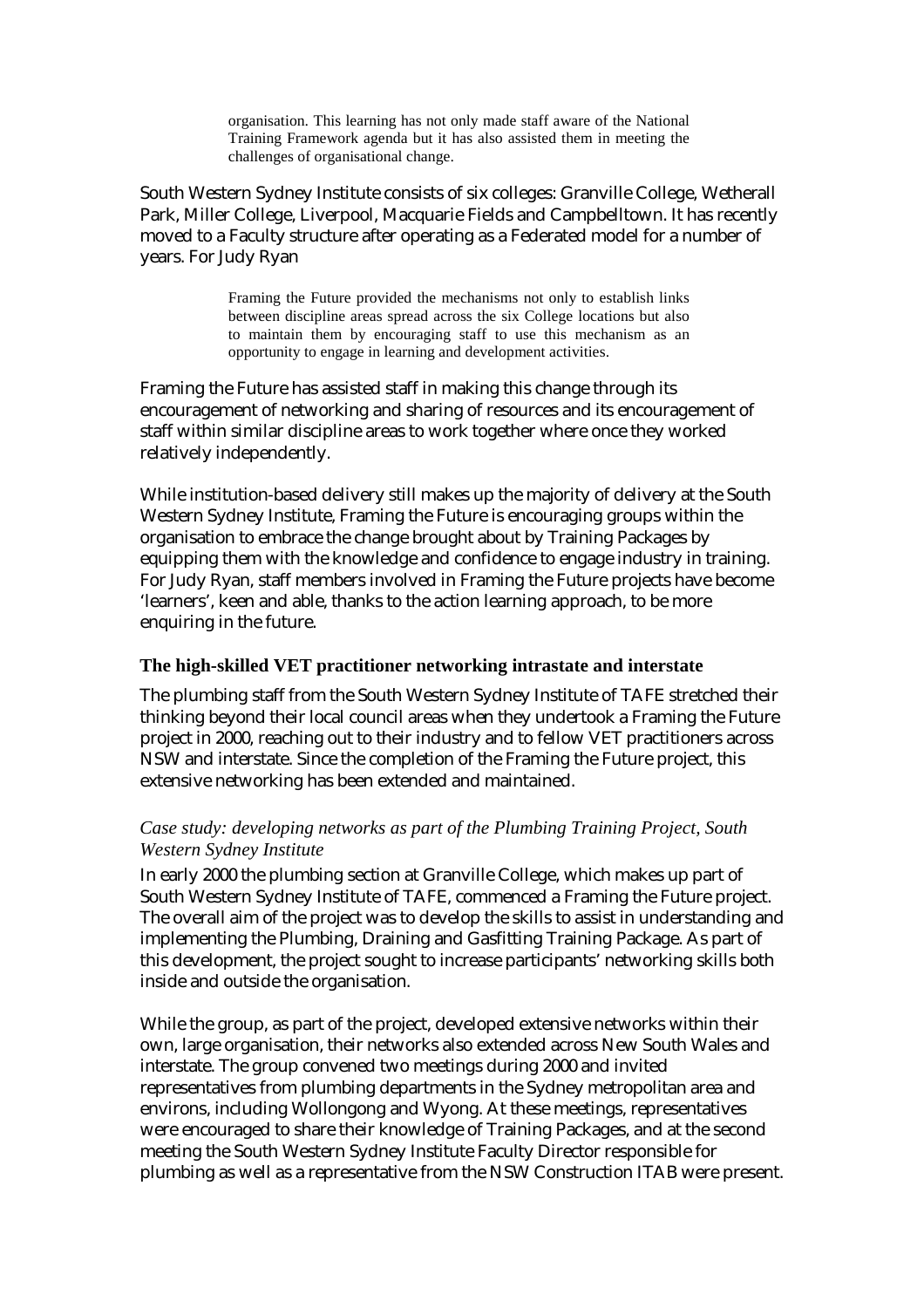> organisation. This learning has not only made staff aware of the National Training Framework agenda but it has also assisted them in meeting the challenges of organisational change.

South Western Sydney Institute consists of six colleges: Granville College, Wetherall Park, Miller College, Liverpool, Macquarie Fields and Campbelltown. It has recently moved to a Faculty structure after operating as a Federated model for a number of years. For Judy Ryan

> Framing the Future provided the mechanisms not only to establish links between discipline areas spread across the six College locations but also to maintain them by encouraging staff to use this mechanism as an opportunity to engage in learning and development activities.

Framing the Future has assisted staff in making this change through its encouragement of networking and sharing of resources and its encouragement of staff within similar discipline areas to work together where once they worked relatively independently.

While institution-based delivery still makes up the majority of delivery at the South Western Sydney Institute, Framing the Future is encouraging groups within the organisation to embrace the change brought about by Training Packages by equipping them with the knowledge and confidence to engage industry in training. For Judy Ryan, staff members involved in Framing the Future projects have become 'learners', keen and able, thanks to the action learning approach, to be more enquiring in the future.

### The high-skilled VET practitioner networking intrastate and interstate

The plumbing staff from the South Western Sydney Institute of TAFE stretched their thinking beyond their local council areas when they undertook a Framing the Future project in 2000, reaching out to their industry and to fellow VET practitioners across NSW and interstate. Since the completion of the Framing the Future project, this extensive networking has been extended and maintained.

#### *Case study: developing networks as part of the Plumbing Training Project, South Western Sydney Institute*

In early 2000 the plumbing section at Granville College, which makes up part of South Western Sydney Institute of TAFE, commenced a Framing the Future project. The overall aim of the project was to develop the skills to assist in understanding and implementing the Plumbing, Draining and Gasfitting Training Package. As part of this development, the project sought to increase participants' networking skills both inside and outside the organisation.

While the group, as part of the project, developed extensive networks within their own, large organisation, their networks also extended across New South Wales and interstate. The group convened two meetings during 2000 and invited representatives from plumbing departments in the Sydney metropolitan area and environs, including Wollongong and Wyong. At these meetings, representatives were encouraged to share their knowledge of Training Packages, and at the second meeting the South Western Sydney Institute Faculty Director responsible for plumbing as well as a representative from the NSW Construction ITAB were present.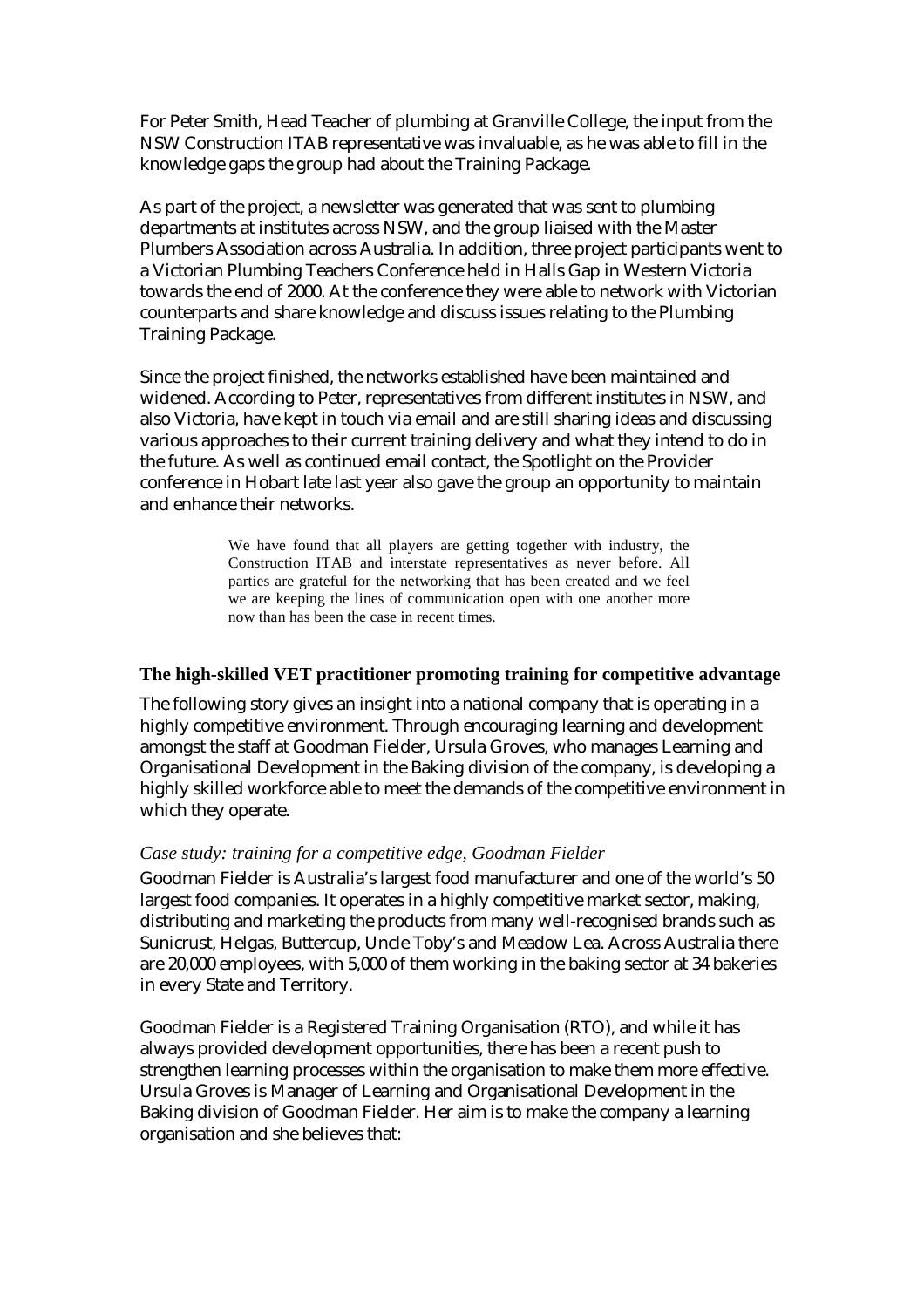For Peter Smith, Head Teacher of plumbing at Granville College, the input from the NSW Construction ITAB representative was invaluable, as he was able to fill in the knowledge gaps the group had about the Training Package.

As part of the project, a newsletter was generated that was sent to plumbing departments at institutes across NSW, and the group liaised with the Master Plumbers Association across Australia. In addition, three project participants went to a Victorian Plumbing Teachers Conference held in Halls Gap in Western Victoria towards the end of 2000. At the conference they were able to network with Victorian counterparts and share knowledge and discuss issues relating to the Plumbing Training Package.

Since the project finished, the networks established have been maintained and widened. According to Peter, representatives from different institutes in NSW, and also Victoria, have kept in touch via email and are still sharing ideas and discussing various approaches to their current training delivery and what they intend to do in the future. As well as continued email contact, the Spotlight on the Provider conference in Hobart late last year also gave the group an opportunity to maintain and enhance their networks.

> We have found that all players are getting together with industry, the Construction ITAB and interstate representatives as never before. All parties are grateful for the networking that has been created and we feel we are keeping the lines of communication open with one another more now than has been the case in recent times.

### The high-skilled VET practitioner promoting training for competitive advantage

The following story gives an insight into a national company that is operating in a highly competitive environment. Through encouraging learning and development amongst the staff at Goodman Fielder, Ursula Groves, who manages Learning and Organisational Development in the Baking division of the company, is developing a highly skilled workforce able to meet the demands of the competitive environment in which they operate.

#### *Case study: training for a competitive edge, Goodman Fielder*

Goodman Fielder is Australia's largest food manufacturer and one of the world's 50 largest food companies. It operates in a highly competitive market sector, making, distributing and marketing the products from many well-recognised brands such as Sunicrust, Helgas, Buttercup, Uncle Toby's and Meadow Lea. Across Australia there are 20,000 employees, with 5,000 of them working in the baking sector at 34 bakeries in every State and Territory.

Goodman Fielder is a Registered Training Organisation (RTO), and while it has always provided development opportunities, there has been a recent push to strengthen learning processes within the organisation to make them more effective. Ursula Groves is Manager of Learning and Organisational Development in the Baking division of Goodman Fielder. Her aim is to make the company a learning organisation and she believes that: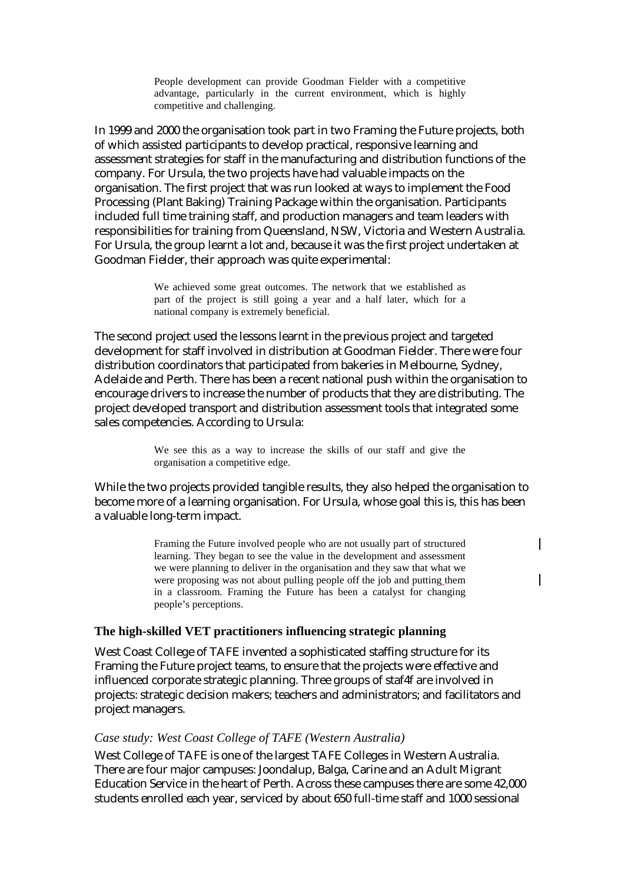> People development can provide Goodman Fielder with a competitive advantage, particularly in the current environment, which is highly competitive and challenging.

In 1999 and 2000 the organisation took part in two Framing the Future projects, both of which assisted participants to develop practical, responsive learning and assessment strategies for staff in the manufacturing and distribution functions of the company. For Ursula, the two projects have had valuable impacts on the organisation. The first project that was run looked at ways to implement the Food Processing (Plant Baking) Training Package within the organisation. Participants included full time training staff, and production managers and team leaders with responsibilities for training from Queensland, NSW, Victoria and Western Australia. For Ursula, the group learnt a lot and, because it was the first project undertaken at Goodman Fielder, their approach was quite experimental:

> We achieved some great outcomes. The network that we established as part of the project is still going a year and a half later, which for a national company is extremely beneficial.

The second project used the lessons learnt in the previous project and targeted development for staff involved in distribution at Goodman Fielder. There were four distribution coordinators that participated from bakeries in Melbourne, Sydney, Adelaide and Perth. There has been a recent national push within the organisation to encourage drivers to increase the number of products that they are distributing. The project developed transport and distribution assessment tools that integrated some sales competencies. According to Ursula:

> We see this as a way to increase the skills of our staff and give the organisation a competitive edge.

While the two projects provided tangible results, they also helped the organisation to become more of a learning organisation. For Ursula, whose goal this is, this has been a valuable long-term impact.

> Framing the Future involved people who are not usually part of structured learning. They began to see the value in the development and assessment we were planning to deliver in the organisation and they saw that what we were proposing was not about pulling people off the job and putting them in a classroom. Framing the Future has been a catalyst for changing people's perceptions.

### The high-skilled VET practitioners influencing strategic planning

West Coast College of TAFE invented a sophisticated staffing structure for its Framing the Future project teams, to ensure that the projects were effective and influenced corporate strategic planning. Three groups of staf4f are involved in projects: strategic decision makers; teachers and administrators; and facilitators and project managers.

*Case study: West Coast College of TAFE (Western Australia)*

West College of TAFE is one of the largest TAFE Colleges in Western Australia. There are four major campuses: Joondalup, Balga, Carine and an Adult Migrant Education Service in the heart of Perth. Across these campuses there are some 42,000 students enrolled each year, serviced by about 650 full-time staff and 1000 sessional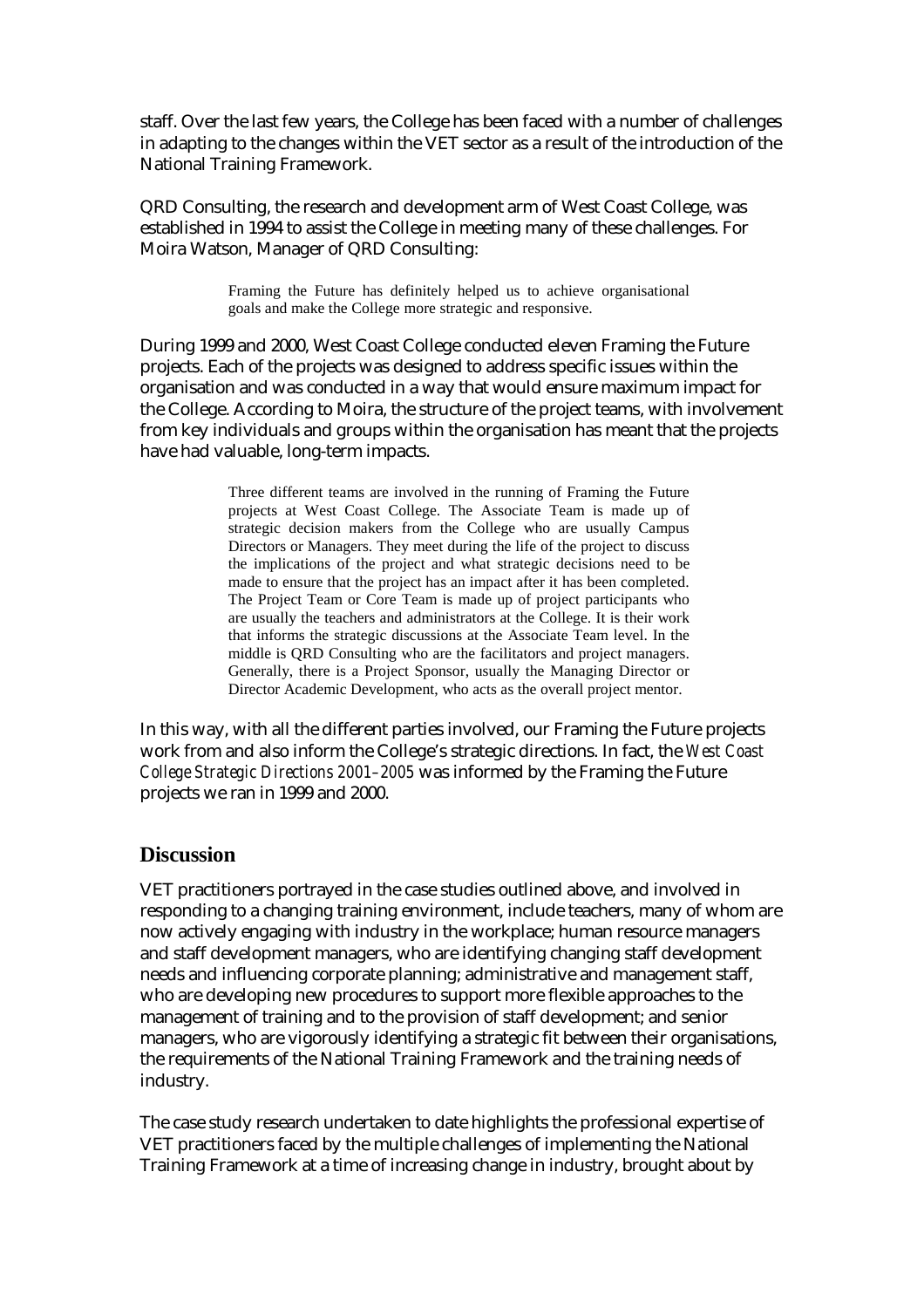staff. Over the last few years, the College has been faced with a number of challenges in adapting to the changes within the VET sector as a result of the introduction of the National Training Framework.

QRD Consulting, the research and development arm of West Coast College, was established in 1994 to assist the College in meeting many of these challenges. For Moira Watson, Manager of QRD Consulting:

> Framing the Future has definitely helped us to achieve organisational goals and make the College more strategic and responsive.

During 1999 and 2000, West Coast College conducted eleven Framing the Future projects. Each of the projects was designed to address specific issues within the organisation and was conducted in a way that would ensure maximum impact for the College. According to Moira, the structure of the project teams, with involvement from key individuals and groups within the organisation has meant that the projects have had valuable, long-term impacts.

> Three different teams are involved in the running of Framing the Future projects at West Coast College. The Associate Team is made up of strategic decision makers from the College who are usually Campus Directors or Managers. They meet during the life of the project to discuss the implications of the project and what strategic decisions need to be made to ensure that the project has an impact after it has been completed. The Project Team or Core Team is made up of project participants who are usually the teachers and administrators at the College. It is their work that informs the strategic discussions at the Associate Team level. In the middle is QRD Consulting who are the facilitators and project managers. Generally, there is a Project Sponsor, usually the Managing Director or Director Academic Development, who acts as the overall project mentor.

In this way, with all the different parties involved, our Framing the Future projects work from and also inform the College's strategic directions. In fact, the *West Coast College Strategic Directions 2001–2005* was informed by the Framing the Future projects we ran in 1999 and 2000.

## Discussion

VET practitioners portrayed in the case studies outlined above, and involved in responding to a changing training environment, include teachers, many of whom are now actively engaging with industry in the workplace; human resource managers and staff development managers, who are identifying changing staff development needs and influencing corporate planning; administrative and management staff, who are developing new procedures to support more flexible approaches to the management of training and to the provision of staff development; and senior managers, who are vigorously identifying a strategic fit between their organisations, the requirements of the National Training Framework and the training needs of industry.

The case study research undertaken to date highlights the professional expertise of VET practitioners faced by the multiple challenges of implementing the National Training Framework at a time of increasing change in industry, brought about by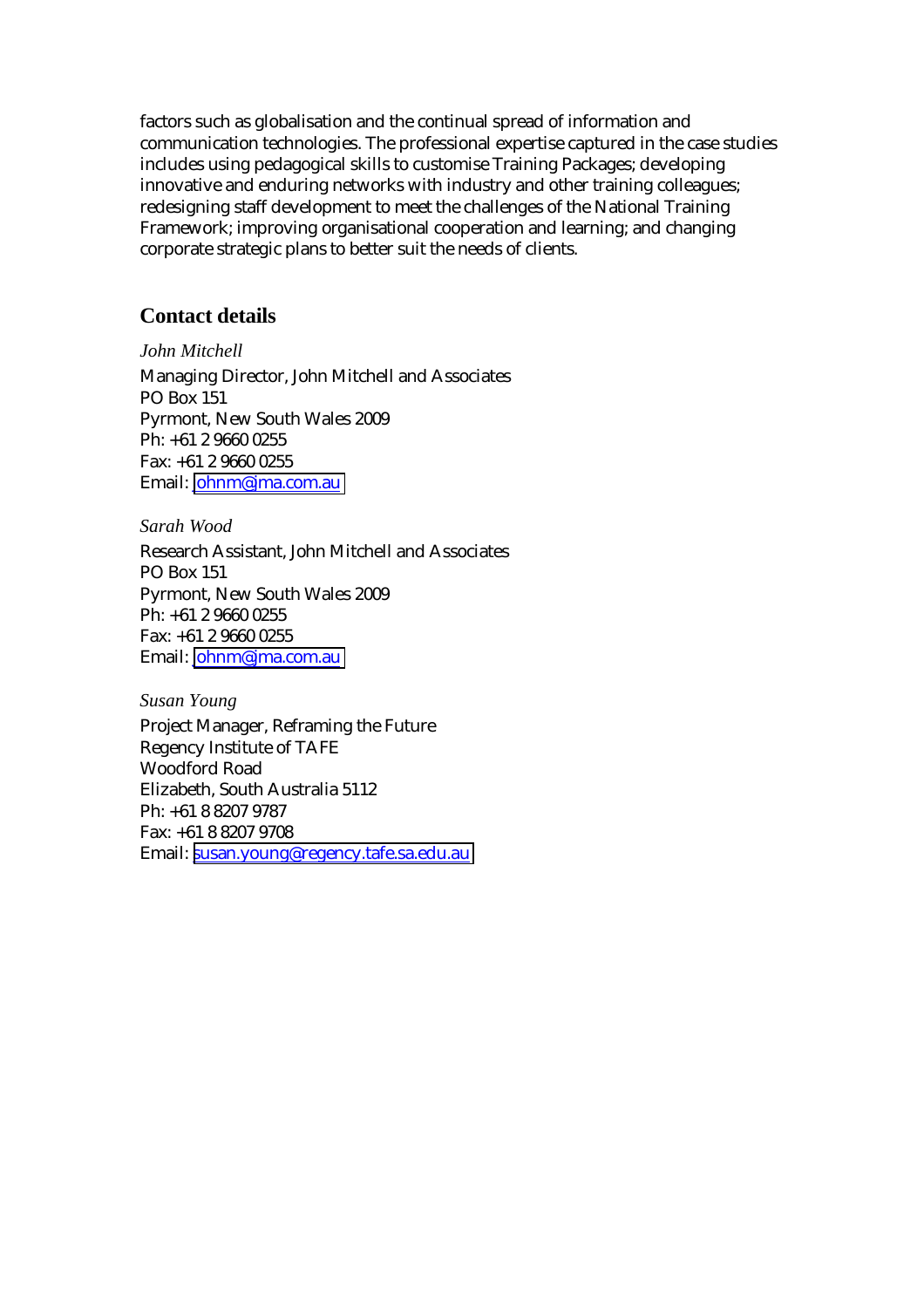factors such as globalisation and the continual spread of information and communication technologies. The professional expertise captured in the case studies includes using pedagogical skills to customise Training Packages; developing innovative and enduring networks with industry and other training colleagues; redesigning staff development to meet the challenges of the National Training Framework; improving organisational cooperation and learning; and changing corporate strategic plans to better suit the needs of clients.

## Contact details

*John Mitchell*

Managing Director, John Mitchell and Associates
PO Box 151
Pyrmont, New South Wales 2009
Ph: +61 2 9660 0255
Fax: +61 2 9660 0255
Email: johnm@jma.com.au

*Sarah Wood*

Research Assistant, John Mitchell and Associates
PO Box 151
Pyrmont, New South Wales 2009
Ph: +61 2 9660 0255
Fax: +61 2 9660 0255
Email: johnm@jma.com.au

*Susan Young*

Project Manager, Reframing the Future
Regency Institute of TAFE
Woodford Road
Elizabeth, South Australia 5112
Ph: +61 8 8207 9787
Fax: +61 8 8207 9708
Email: susan.young@regency.tafe.sa.edu.au